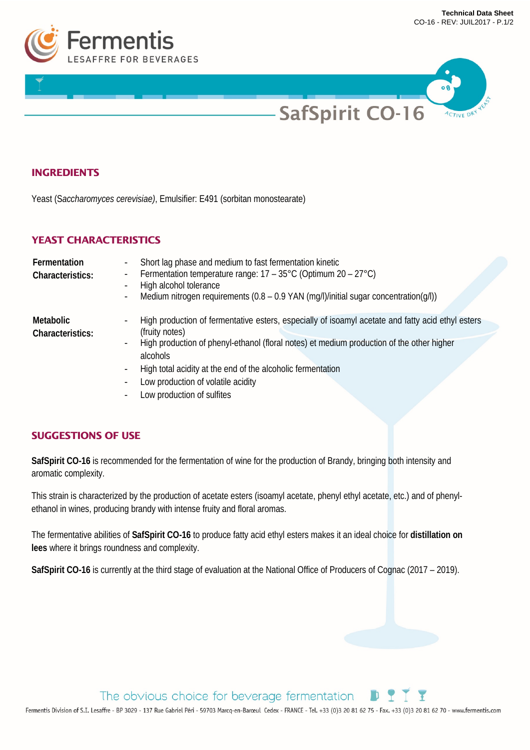# SafSpirit CO-16

## INGREDIENTS

Yeast (S*accharomyces cerevisiae)*, Emulsifier: E491 (sorbitan monostearate)

## YEAST CHARACTERISTICS

**Fermentation Characteristics:**

- Short lag phase and medium to fast fermentation kinetic
- Fermentation temperature range: 17 – 35°C (Optimum 20 – 27°C)
- High alcohol tolerance
- Medium nitrogen requirements (0.8 – 0.9 YAN (mg/l)/initial sugar concentration(g/l))

**Metabolic Characteristics:**

- High production of fermentative esters, especially of isoamyl acetate and fatty acid ethyl esters (fruity notes)
- High production of phenyl-ethanol (floral notes) et medium production of the other higher alcohols
- High total acidity at the end of the alcoholic fermentation
- Low production of volatile acidity
- Low production of sulfites

## SUGGESTIONS OF USE

**SafSpirit CO-16** is recommended for the fermentation of wine for the production of Brandy, bringing both intensity and aromatic complexity.

This strain is characterized by the production of acetate esters (isoamyl acetate, phenyl ethyl acetate, etc.) and of phenyl-ethanol in wines, producing brandy with intense fruity and floral aromas.

The fermentative abilities of **SafSpirit CO-16** to produce fatty acid ethyl esters makes it an ideal choice for **distillation on lees** where it brings roundness and complexity.

**SafSpirit CO-16** is currently at the third stage of evaluation at the National Office of Producers of Cognac (2017 – 2019).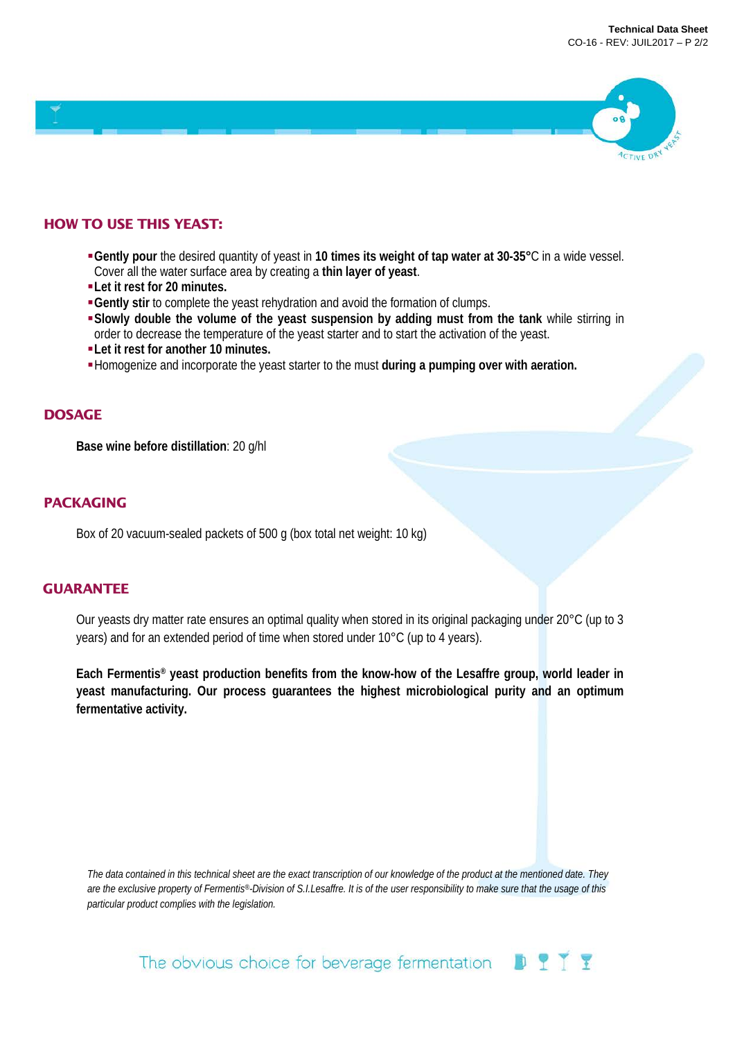## HOW TO USE THIS YEAST:

- **Gently pour** the desired quantity of yeast in **10 times its weight of tap water at 30-35°**C in a wide vessel. Cover all the water surface area by creating a **thin layer of yeast**.
- **Let it rest for 20 minutes.**
- **Gently stir** to complete the yeast rehydration and avoid the formation of clumps.
- **Slowly double the volume of the yeast suspension by adding must from the tank** while stirring in order to decrease the temperature of the yeast starter and to start the activation of the yeast.
- **Let it rest for another 10 minutes.**
- Homogenize and incorporate the yeast starter to the must **during a pumping over with aeration.**

## DOSAGE

**Base wine before distillation**: 20 g/hl

## PACKAGING

Box of 20 vacuum-sealed packets of 500 g (box total net weight: 10 kg)

## GUARANTEE

Our yeasts dry matter rate ensures an optimal quality when stored in its original packaging under 20°C (up to 3 years) and for an extended period of time when stored under 10°C (up to 4 years).

**Each Fermentis® yeast production benefits from the know-how of the Lesaffre group, world leader in yeast manufacturing. Our process guarantees the highest microbiological purity and an optimum fermentative activity.**

*The data contained in this technical sheet are the exact transcription of our knowledge of the product at the mentioned date. They are the exclusive property of Fermentis®-Division of S.I.Lesaffre. It is of the user responsibility to make sure that the usage of this particular product complies with the legislation.*

The obvious choice for beverage fermentation